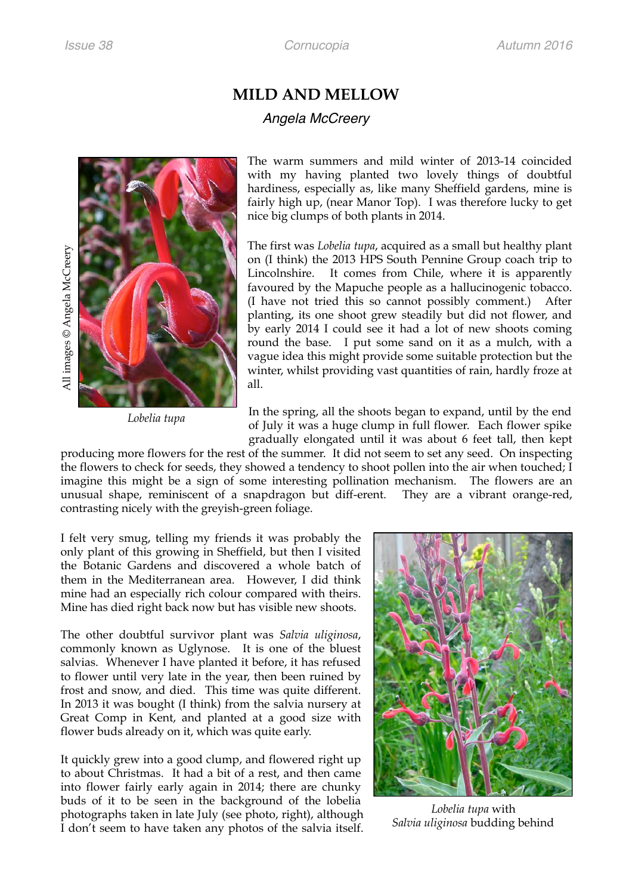# MILD AND MELLOW

*Angela McCreery*

All images © Angela McCreery

*Lobelia tupa*

The warm summers and mild winter of 2013-14 coincided with my having planted two lovely things of doubtful hardiness, especially as, like many Sheffield gardens, mine is fairly high up, (near Manor Top). I was therefore lucky to get nice big clumps of both plants in 2014.

The first was *Lobelia tupa*, acquired as a small but healthy plant on (I think) the 2013 HPS South Pennine Group coach trip to Lincolnshire. It comes from Chile, where it is apparently favoured by the Mapuche people as a hallucinogenic tobacco. (I have not tried this so cannot possibly comment.) After planting, its one shoot grew steadily but did not flower, and by early 2014 I could see it had a lot of new shoots coming round the base. I put some sand on it as a mulch, with a vague idea this might provide some suitable protection but the winter, whilst providing vast quantities of rain, hardly froze at all.

In the spring, all the shoots began to expand, until by the end of July it was a huge clump in full flower. Each flower spike gradually elongated until it was about 6 feet tall, then kept producing more flowers for the rest of the summer. It did not seem to set any seed. On inspecting the flowers to check for seeds, they showed a tendency to shoot pollen into the air when touched; I imagine this might be a sign of some interesting pollination mechanism. The flowers are an unusual shape, reminiscent of a snapdragon but diff-erent. They are a vibrant orange-red, contrasting nicely with the greyish-green foliage.

I felt very smug, telling my friends it was probably the only plant of this growing in Sheffield, but then I visited the Botanic Gardens and discovered a whole batch of them in the Mediterranean area. However, I did think mine had an especially rich colour compared with theirs. Mine has died right back now but has visible new shoots.

The other doubtful survivor plant was *Salvia uliginosa*, commonly known as Uglynose. It is one of the bluest salvias. Whenever I have planted it before, it has refused to flower until very late in the year, then been ruined by frost and snow, and died. This time was quite different. In 2013 it was bought (I think) from the salvia nursery at Great Comp in Kent, and planted at a good size with flower buds already on it, which was quite early.

It quickly grew into a good clump, and flowered right up to about Christmas. It had a bit of a rest, and then came into flower fairly early again in 2014; there are chunky buds of it to be seen in the background of the lobelia photographs taken in late July (see photo, right), although I don't seem to have taken any photos of the salvia itself.

*Lobelia tupa* with *Salvia uliginosa* budding behind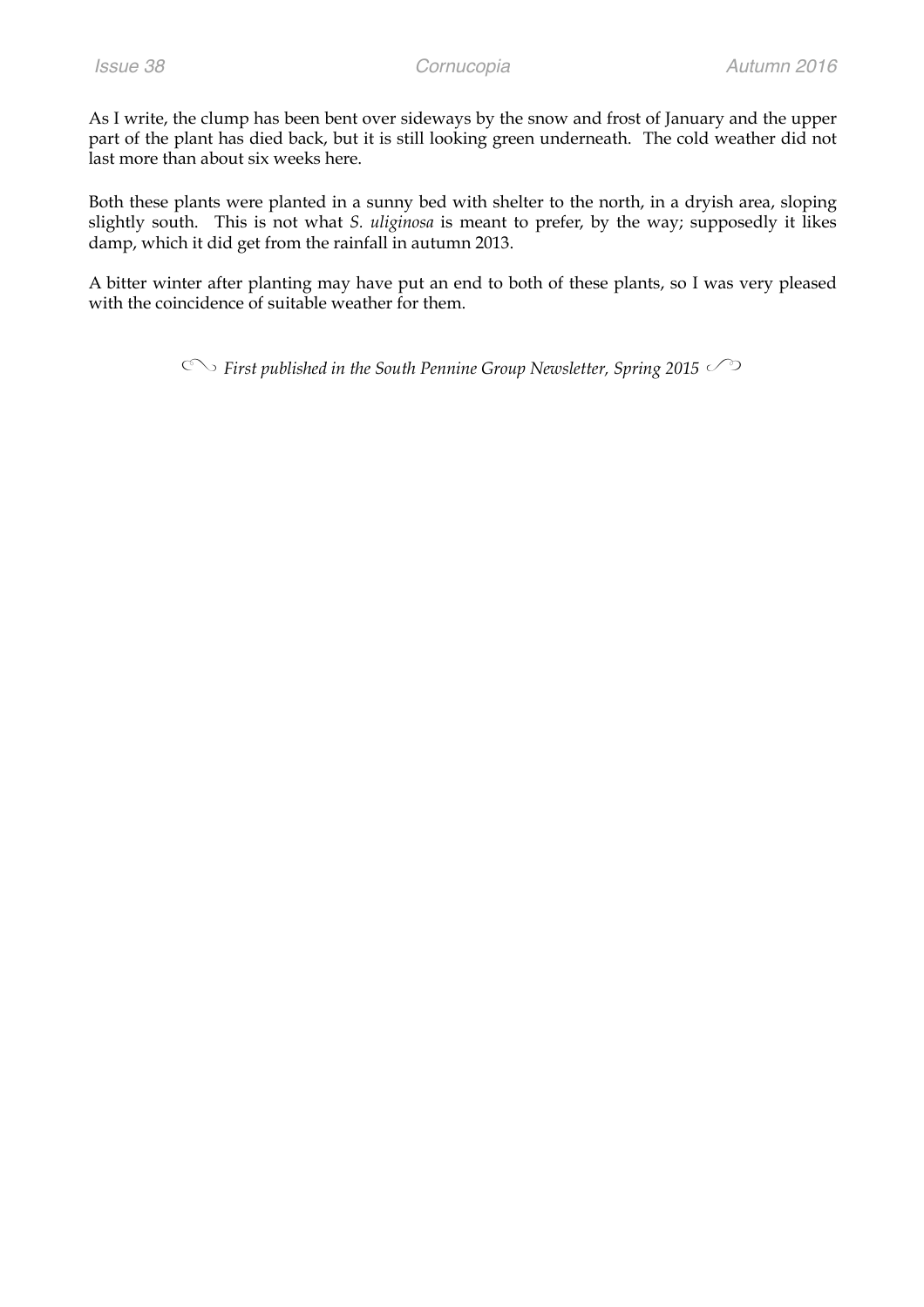As I write, the clump has been bent over sideways by the snow and frost of January and the upper part of the plant has died back, but it is still looking green underneath. The cold weather did not last more than about six weeks here.

Both these plants were planted in a sunny bed with shelter to the north, in a dryish area, sloping slightly south. This is not what *S. uliginosa* is meant to prefer, by the way; supposedly it likes damp, which it did get from the rainfall in autumn 2013.

A bitter winter after planting may have put an end to both of these plants, so I was very pleased with the coincidence of suitable weather for them.

*First published in the South Pennine Group Newsletter, Spring 2015*